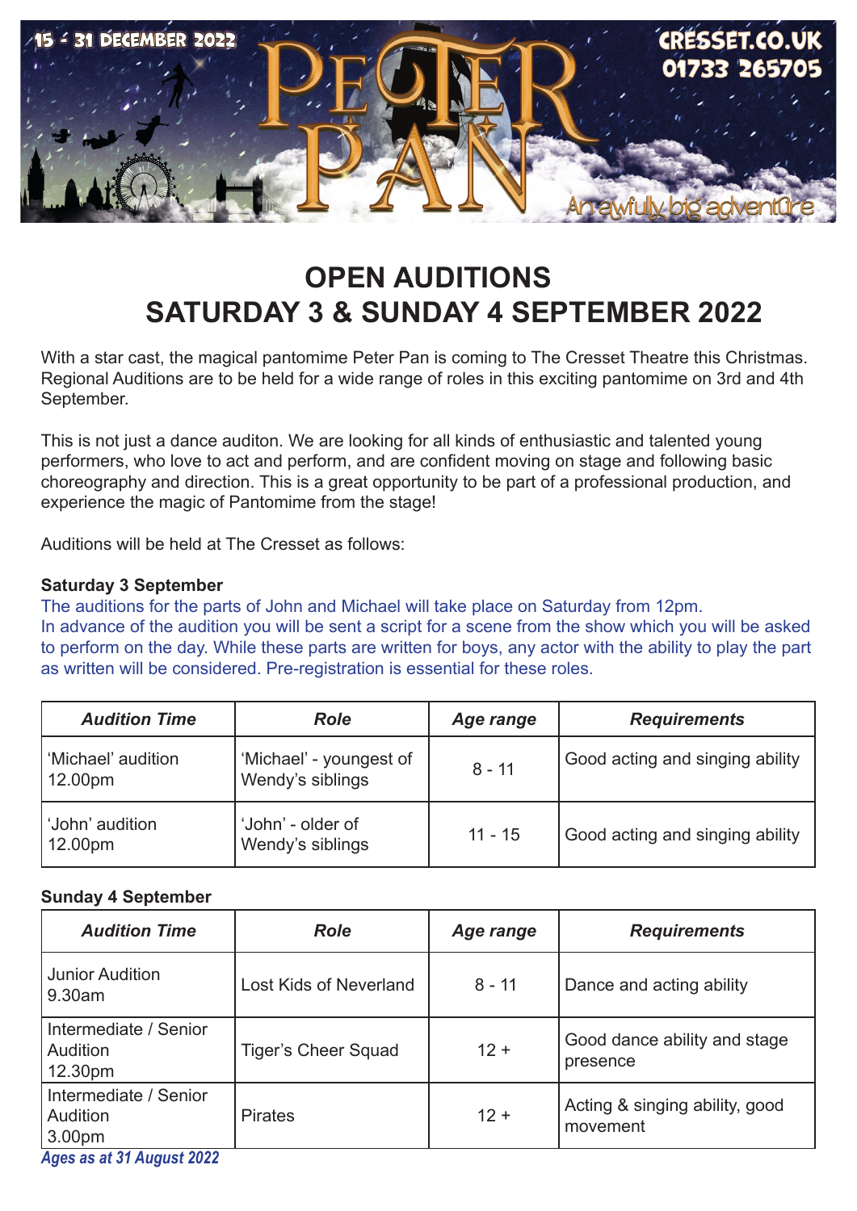15 - 31 DECEMBER 2022

PETER PAN

CRESSET.CO.UK
01733 265705

An awfully big adventure

# OPEN AUDITIONS
# SATURDAY 3 & SUNDAY 4 SEPTEMBER 2022

With a star cast, the magical pantomime Peter Pan is coming to The Cresset Theatre this Christmas. Regional Auditions are to be held for a wide range of roles in this exciting pantomime on 3rd and 4th September.

This is not just a dance auditon. We are looking for all kinds of enthusiastic and talented young performers, who love to act and perform, and are confident moving on stage and following basic choreography and direction. This is a great opportunity to be part of a professional production, and experience the magic of Pantomime from the stage!

Auditions will be held at The Cresset as follows:

**Saturday 3 September**

The auditions for the parts of John and Michael will take place on Saturday from 12pm.
In advance of the audition you will be sent a script for a scene from the show which you will be asked to perform on the day. While these parts are written for boys, any actor with the ability to play the part as written will be considered. Pre-registration is essential for these roles.

| ***Audition Time*** | ***Role*** | ***Age range*** | ***Requirements*** |
|---|---|---|---|
| 'Michael' audition 12.00pm | 'Michael' - youngest of Wendy's siblings | 8 - 11 | Good acting and singing ability |
| 'John' audition 12.00pm | 'John' - older of Wendy's siblings | 11 - 15 | Good acting and singing ability |

**Sunday 4 September**

| ***Audition Time*** | ***Role*** | ***Age range*** | ***Requirements*** |
|---|---|---|---|
| Junior Audition 9.30am | Lost Kids of Neverland | 8 - 11 | Dance and acting ability |
| Intermediate / Senior Audition 12.30pm | Tiger's Cheer Squad | 12 + | Good dance ability and stage presence |
| Intermediate / Senior Audition 3.00pm | Pirates | 12 + | Acting & singing ability, good movement |

***Ages as at 31 August 2022***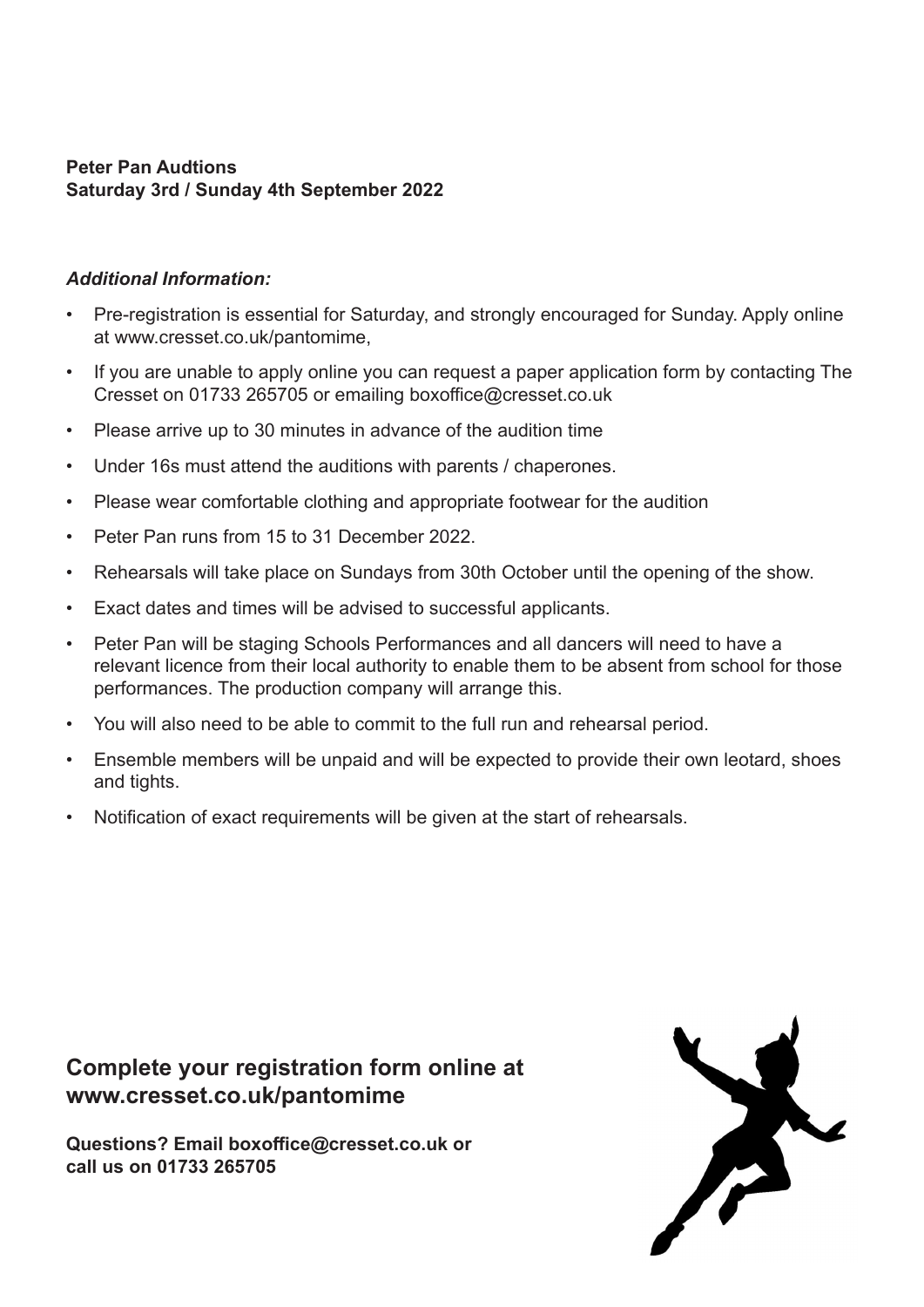**Peter Pan Audtions**
**Saturday 3rd / Sunday 4th September 2022**

***Additional Information:***

- Pre-registration is essential for Saturday, and strongly encouraged for Sunday. Apply online at www.cresset.co.uk/pantomime,
- If you are unable to apply online you can request a paper application form by contacting The Cresset on 01733 265705 or emailing boxoffice@cresset.co.uk
- Please arrive up to 30 minutes in advance of the audition time
- Under 16s must attend the auditions with parents / chaperones.
- Please wear comfortable clothing and appropriate footwear for the audition
- Peter Pan runs from 15 to 31 December 2022.
- Rehearsals will take place on Sundays from 30th October until the opening of the show.
- Exact dates and times will be advised to successful applicants.
- Peter Pan will be staging Schools Performances and all dancers will need to have a relevant licence from their local authority to enable them to be absent from school for those performances. The production company will arrange this.
- You will also need to be able to commit to the full run and rehearsal period.
- Ensemble members will be unpaid and will be expected to provide their own leotard, shoes and tights.
- Notification of exact requirements will be given at the start of rehearsals.

## Complete your registration form online at www.cresset.co.uk/pantomime

**Questions? Email boxoffice@cresset.co.uk or call us on 01733 265705**